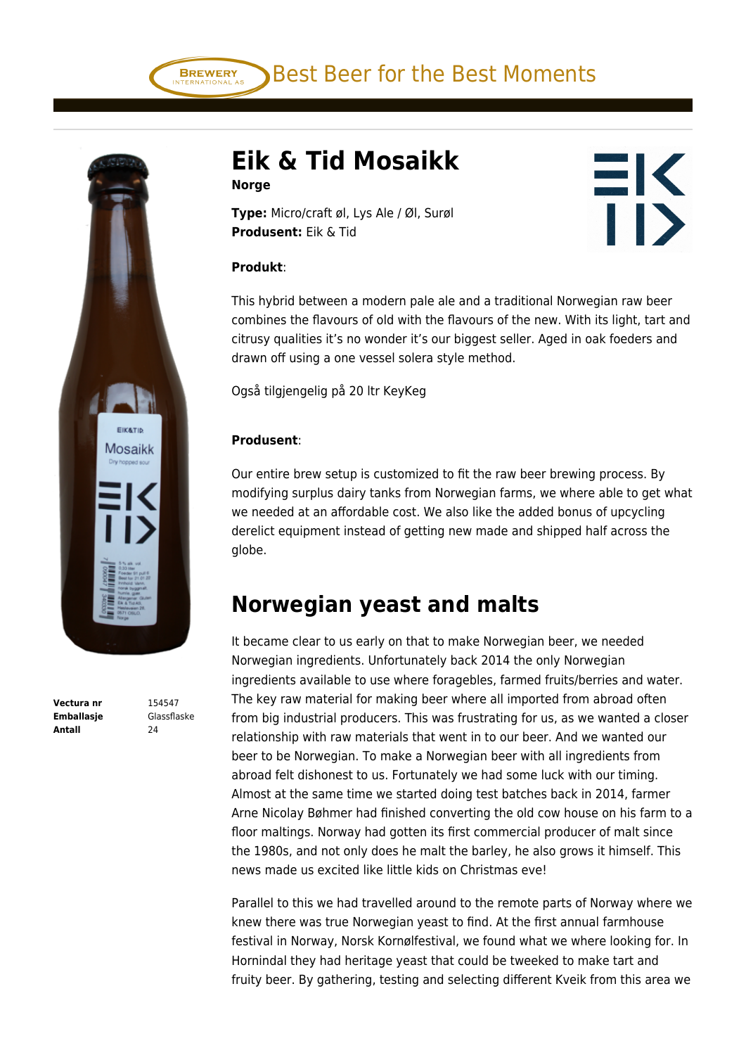Best Beer for the Best Moments

# Eik & Tid Mosaikk

**Norge**

**Type:** Micro/craft øl, Lys Ale / Øl, Surøl
**Produsent:** Eik & Tid

**Produkt**:

This hybrid between a modern pale ale and a traditional Norwegian raw beer combines the flavours of old with the flavours of the new. With its light, tart and citrusy qualities it's no wonder it's our biggest seller. Aged in oak foeders and drawn off using a one vessel solera style method.

Også tilgjengelig på 20 ltr KeyKeg

**Produsent**:

Our entire brew setup is customized to fit the raw beer brewing process. By modifying surplus dairy tanks from Norwegian farms, we where able to get what we needed at an affordable cost. We also like the added bonus of upcycling derelict equipment instead of getting new made and shipped half across the globe.

| | |
|---|---|
| **Vectura nr** | 154547 |
| **Emballasje** | Glassflaske |
| **Antall** | 24 |

## Norwegian yeast and malts

It became clear to us early on that to make Norwegian beer, we needed Norwegian ingredients. Unfortunately back 2014 the only Norwegian ingredients available to use where foragebles, farmed fruits/berries and water. The key raw material for making beer where all imported from abroad often from big industrial producers. This was frustrating for us, as we wanted a closer relationship with raw materials that went in to our beer. And we wanted our beer to be Norwegian. To make a Norwegian beer with all ingredients from abroad felt dishonest to us. Fortunately we had some luck with our timing. Almost at the same time we started doing test batches back in 2014, farmer Arne Nicolay Bøhmer had finished converting the old cow house on his farm to a floor maltings. Norway had gotten its first commercial producer of malt since the 1980s, and not only does he malt the barley, he also grows it himself. This news made us excited like little kids on Christmas eve!

Parallel to this we had travelled around to the remote parts of Norway where we knew there was true Norwegian yeast to find. At the first annual farmhouse festival in Norway, Norsk Kornølfestival, we found what we where looking for. In Hornindal they had heritage yeast that could be tweeked to make tart and fruity beer. By gathering, testing and selecting different Kveik from this area we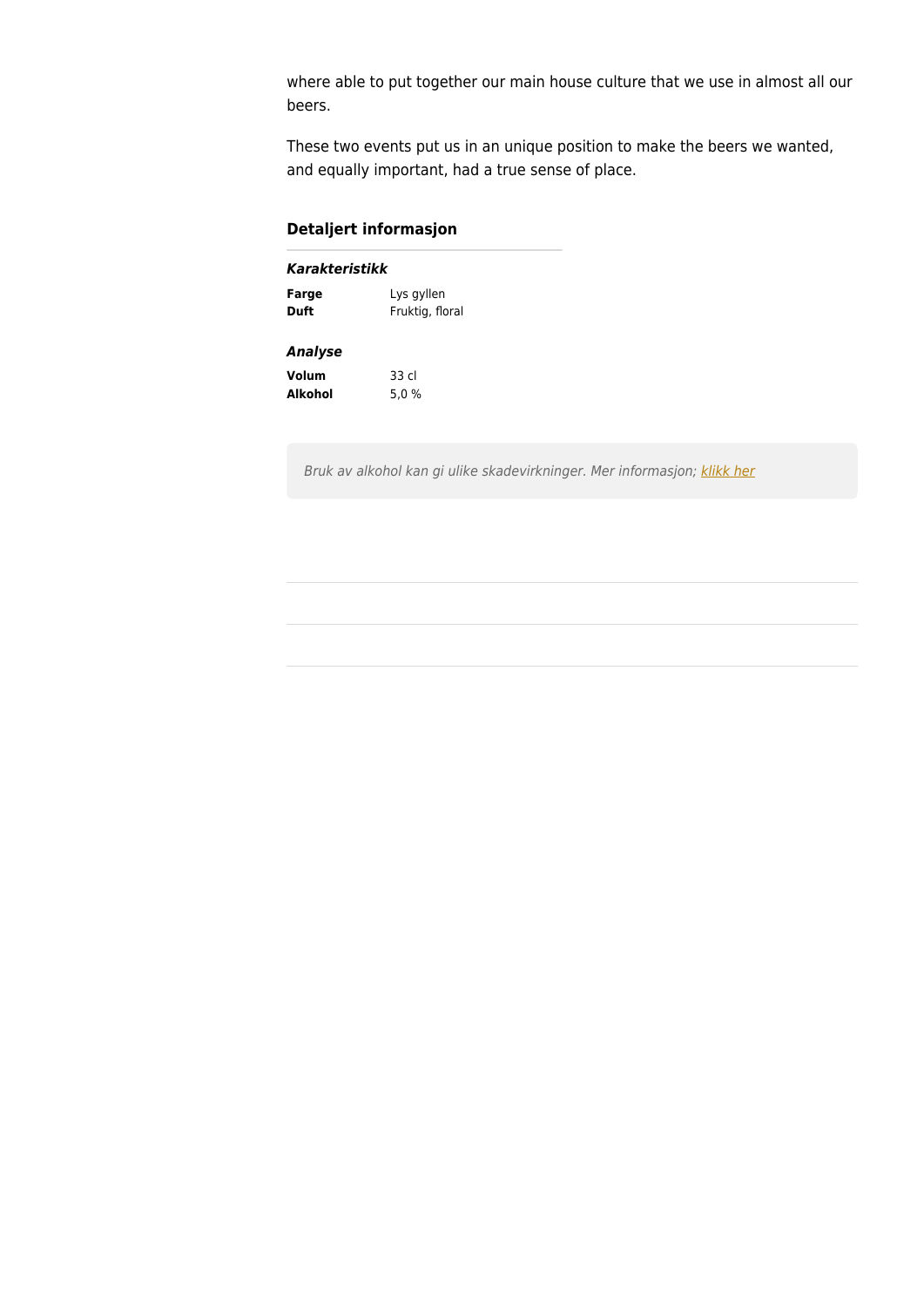where able to put together our main house culture that we use in almost all our beers.

These two events put us in an unique position to make the beers we wanted, and equally important, had a true sense of place.

### Detaljert informasjon

***Karakteristikk***

| | |
|---|---|
| **Farge** | Lys gyllen |
| **Duft** | Fruktig, floral |

***Analyse***

| | |
|---|---|
| **Volum** | 33 cl |
| **Alkohol** | 5,0 % |

*Bruk av alkohol kan gi ulike skadevirkninger. Mer informasjon; klikk her*